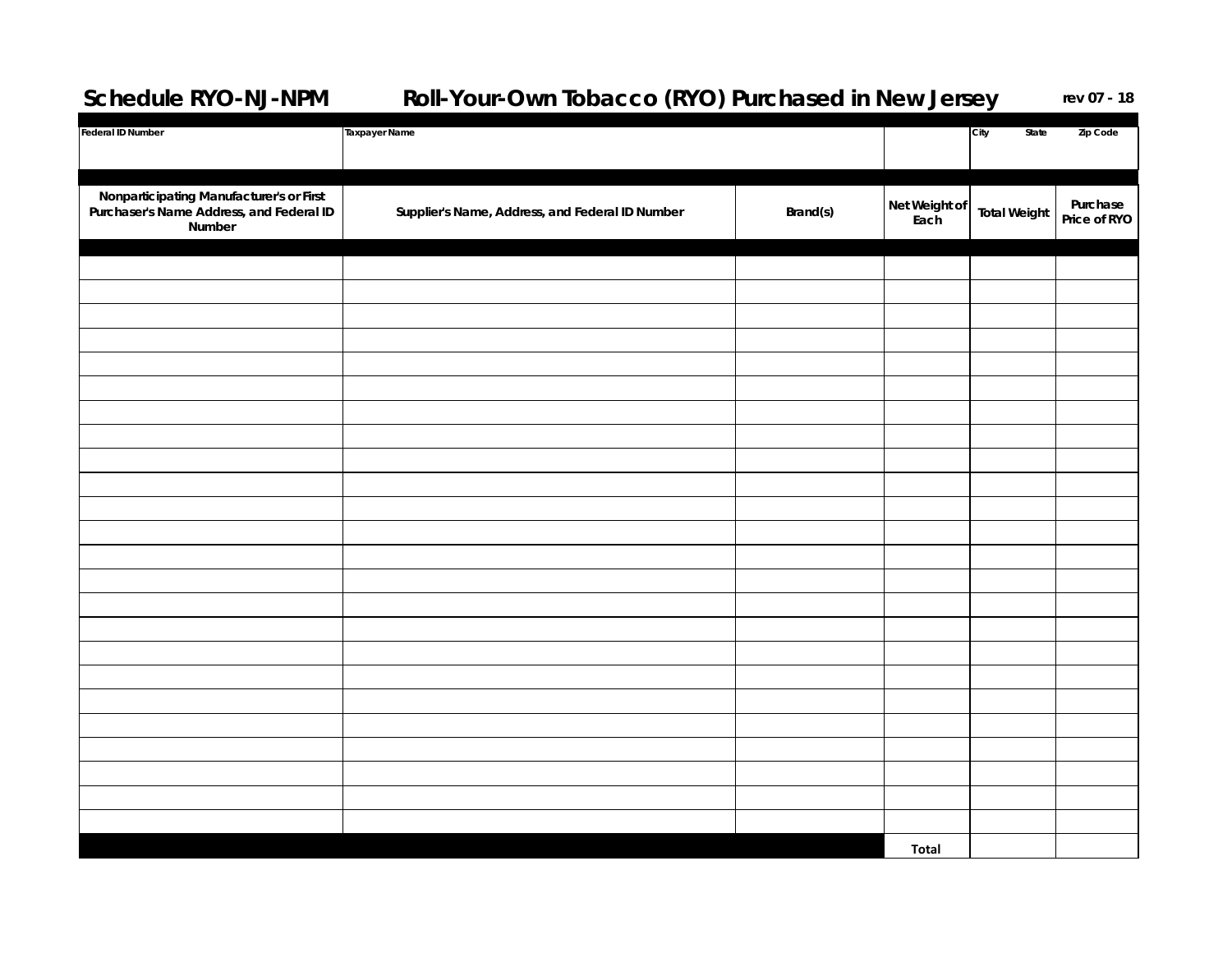**Schedule RYO-NJ-NPM** **Roll-Your-Own Tobacco (RYO) Purchased in New Jersey** **rev 07 - 18**

| Federal ID Number | Taxpayer Name | | | City State Zip Code |
|---|---|---|---|---|
| | | | | |

| Nonparticipating Manufacturer's or First Purchaser's Name Address, and Federal ID Number | Supplier's Name, Address, and Federal ID Number | Brand(s) | Net Weight of Each | Total Weight | Purchase Price of RYO |
|---|---|---|---|---|---|
| | | | | | |
| | | | | | |
| | | | | | |
| | | | | | |
| | | | | | |
| | | | | | |
| | | | | | |
| | | | | | |
| | | | | | |
| | | | | | |
| | | | | | |
| | | | | | |
| | | | | | |
| | | | | | |
| | | | | | |
| | | | | | |
| | | | | | |
| | | | | | |
| | | | | | |
| | | | | | |
| | | | | | |
| | | | | | |
| | | | | | |
| | | | | | |
| | | | Total | | |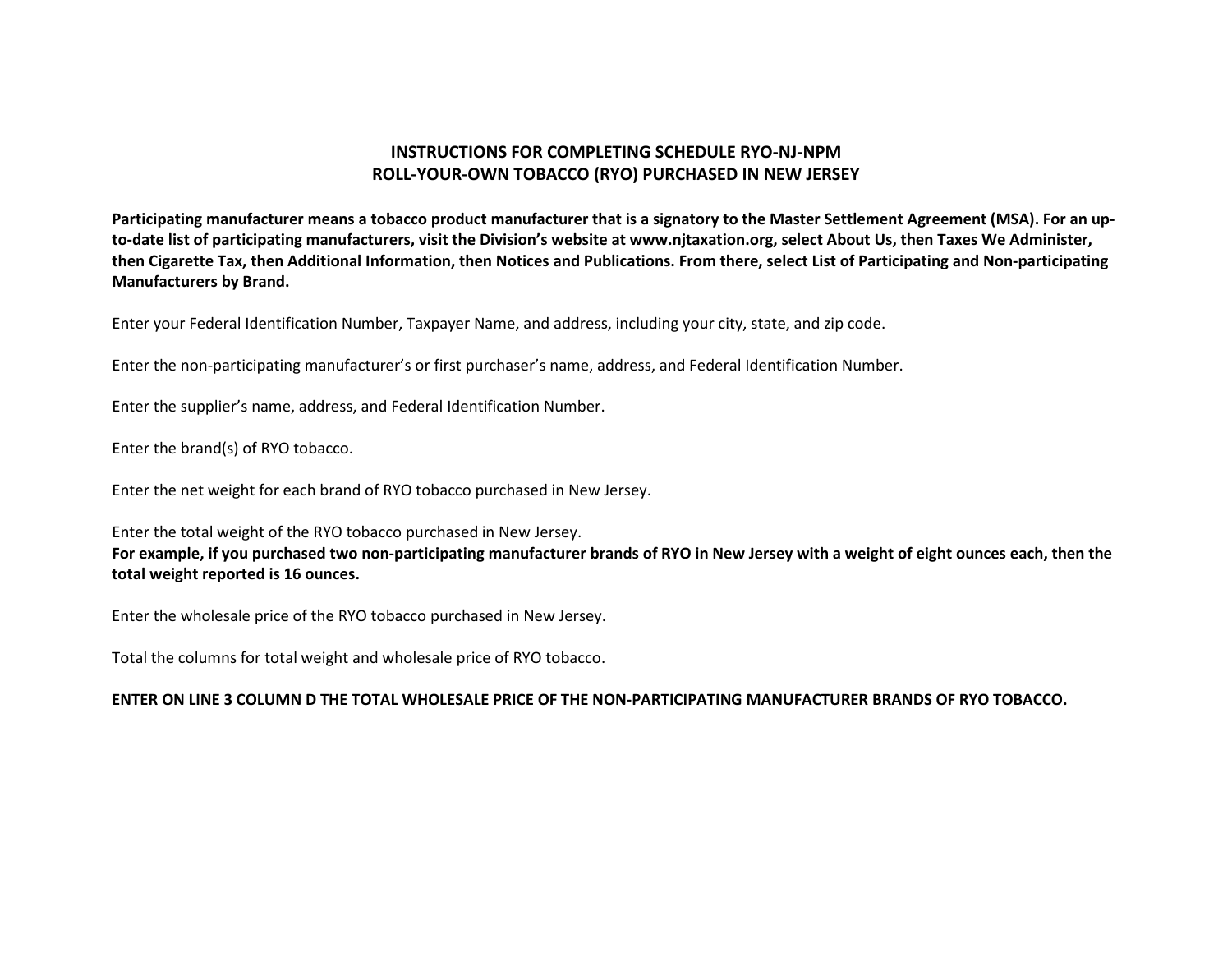## INSTRUCTIONS FOR COMPLETING SCHEDULE RYO-NJ-NPM
## ROLL-YOUR-OWN TOBACCO (RYO) PURCHASED IN NEW JERSEY

**Participating manufacturer means a tobacco product manufacturer that is a signatory to the Master Settlement Agreement (MSA). For an up-to-date list of participating manufacturers, visit the Division's website at www.njtaxation.org, select About Us, then Taxes We Administer, then Cigarette Tax, then Additional Information, then Notices and Publications. From there, select List of Participating and Non-participating Manufacturers by Brand.**

Enter your Federal Identification Number, Taxpayer Name, and address, including your city, state, and zip code.

Enter the non-participating manufacturer's or first purchaser's name, address, and Federal Identification Number.

Enter the supplier's name, address, and Federal Identification Number.

Enter the brand(s) of RYO tobacco.

Enter the net weight for each brand of RYO tobacco purchased in New Jersey.

Enter the total weight of the RYO tobacco purchased in New Jersey.
**For example, if you purchased two non-participating manufacturer brands of RYO in New Jersey with a weight of eight ounces each, then the total weight reported is 16 ounces.**

Enter the wholesale price of the RYO tobacco purchased in New Jersey.

Total the columns for total weight and wholesale price of RYO tobacco.

**ENTER ON LINE 3 COLUMN D THE TOTAL WHOLESALE PRICE OF THE NON-PARTICIPATING MANUFACTURER BRANDS OF RYO TOBACCO.**